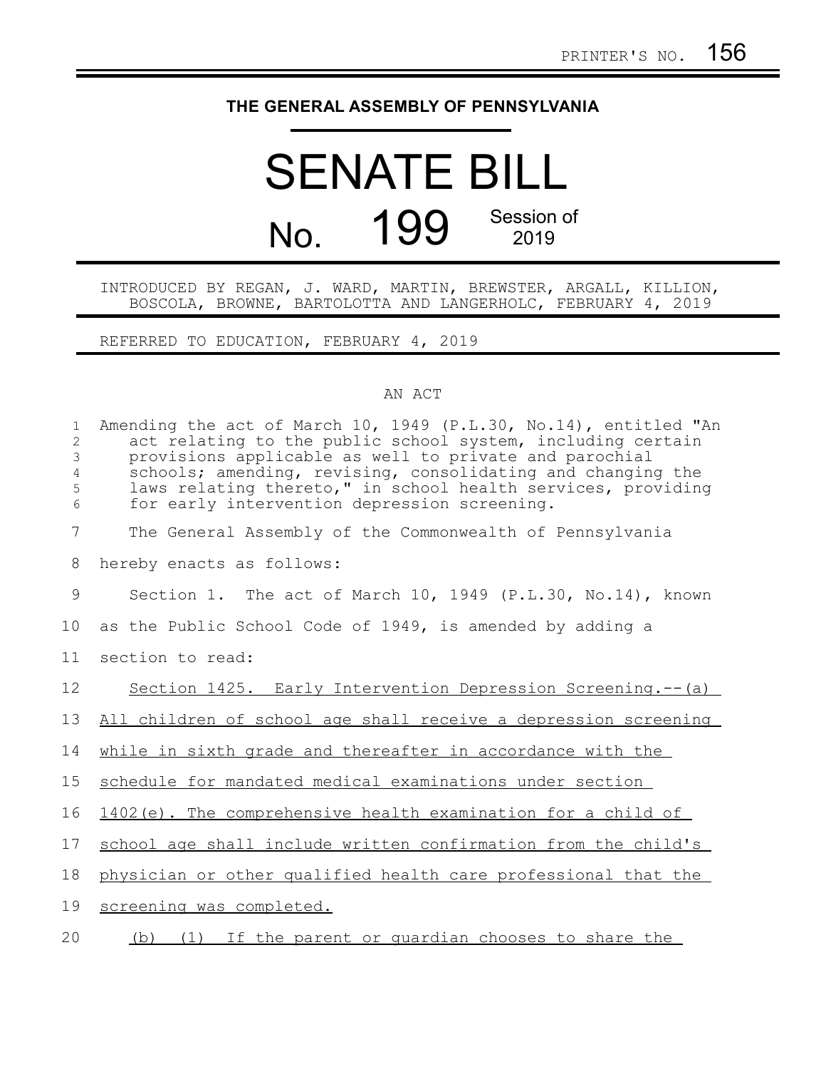PRINTER'S NO. 156

# THE GENERAL ASSEMBLY OF PENNSYLVANIA

# SENATE BILL

## No. 199 Session of 2019

INTRODUCED BY REGAN, J. WARD, MARTIN, BREWSTER, ARGALL, KILLION, BOSCOLA, BROWNE, BARTOLOTTA AND LANGERHOLC, FEBRUARY 4, 2019

REFERRED TO EDUCATION, FEBRUARY 4, 2019

AN ACT

Amending the act of March 10, 1949 (P.L.30, No.14), entitled "An act relating to the public school system, including certain provisions applicable as well to private and parochial schools; amending, revising, consolidating and changing the laws relating thereto," in school health services, providing for early intervention depression screening.

The General Assembly of the Commonwealth of Pennsylvania hereby enacts as follows:

Section 1. The act of March 10, 1949 (P.L.30, No.14), known as the Public School Code of 1949, is amended by adding a section to read:

Section 1425. Early Intervention Depression Screening.--(a) All children of school age shall receive a depression screening while in sixth grade and thereafter in accordance with the schedule for mandated medical examinations under section 1402(e). The comprehensive health examination for a child of school age shall include written confirmation from the child's physician or other qualified health care professional that the screening was completed.

(b) (1) If the parent or guardian chooses to share the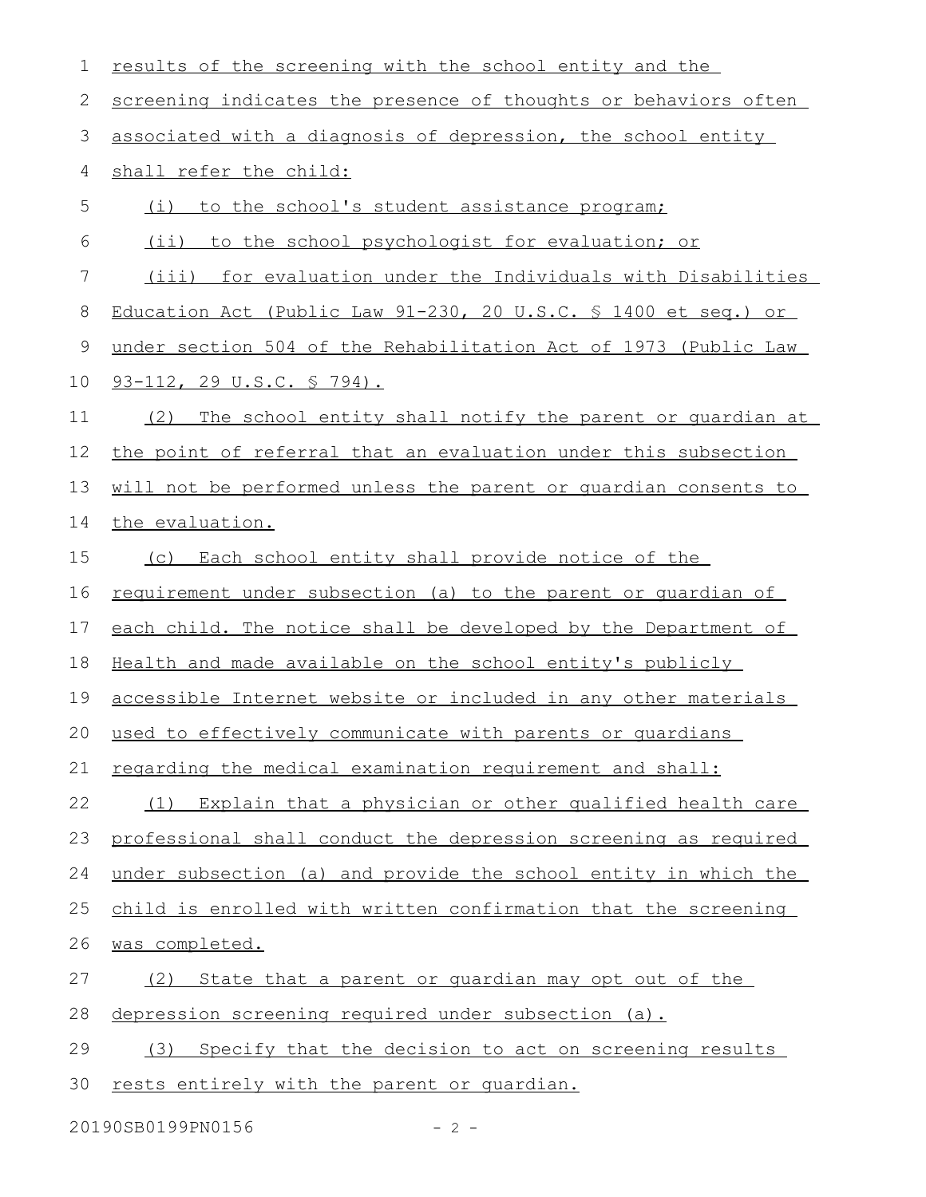results of the screening with the school entity and the screening indicates the presence of thoughts or behaviors often associated with a diagnosis of depression, the school entity shall refer the child:

(i) to the school's student assistance program;

(ii) to the school psychologist for evaluation; or

(iii) for evaluation under the Individuals with Disabilities Education Act (Public Law 91-230, 20 U.S.C. § 1400 et seq.) or under section 504 of the Rehabilitation Act of 1973 (Public Law 93-112, 29 U.S.C. § 794).

(2) The school entity shall notify the parent or guardian at the point of referral that an evaluation under this subsection will not be performed unless the parent or guardian consents to the evaluation.

(c) Each school entity shall provide notice of the requirement under subsection (a) to the parent or guardian of each child. The notice shall be developed by the Department of Health and made available on the school entity's publicly accessible Internet website or included in any other materials used to effectively communicate with parents or guardians regarding the medical examination requirement and shall:

(1) Explain that a physician or other qualified health care professional shall conduct the depression screening as required under subsection (a) and provide the school entity in which the child is enrolled with written confirmation that the screening was completed.

(2) State that a parent or guardian may opt out of the depression screening required under subsection (a).

(3) Specify that the decision to act on screening results rests entirely with the parent or guardian.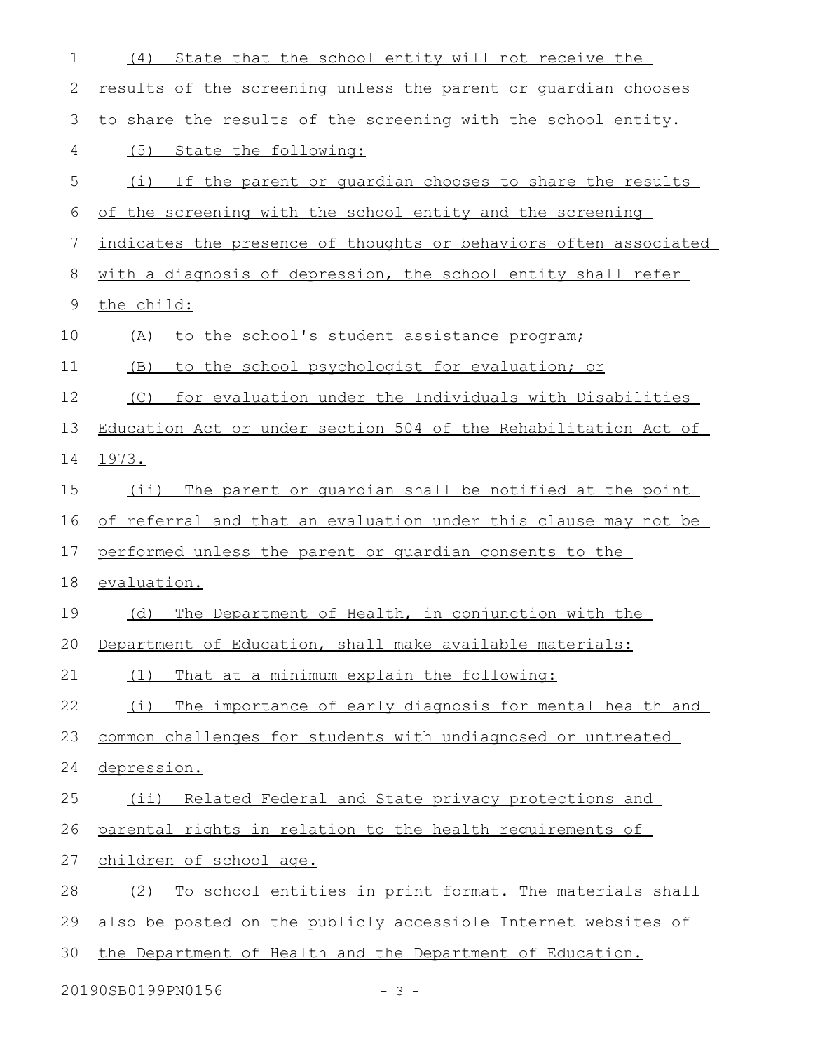(4) State that the school entity will not receive the results of the screening unless the parent or guardian chooses to share the results of the screening with the school entity.

(5) State the following:

(i) If the parent or guardian chooses to share the results of the screening with the school entity and the screening indicates the presence of thoughts or behaviors often associated with a diagnosis of depression, the school entity shall refer the child:

(A) to the school's student assistance program;

(B) to the school psychologist for evaluation; or

(C) for evaluation under the Individuals with Disabilities Education Act or under section 504 of the Rehabilitation Act of 1973.

(ii) The parent or guardian shall be notified at the point of referral and that an evaluation under this clause may not be performed unless the parent or guardian consents to the evaluation.

(d) The Department of Health, in conjunction with the Department of Education, shall make available materials:

(1) That at a minimum explain the following:

(i) The importance of early diagnosis for mental health and common challenges for students with undiagnosed or untreated depression.

(ii) Related Federal and State privacy protections and parental rights in relation to the health requirements of children of school age.

(2) To school entities in print format. The materials shall also be posted on the publicly accessible Internet websites of the Department of Health and the Department of Education.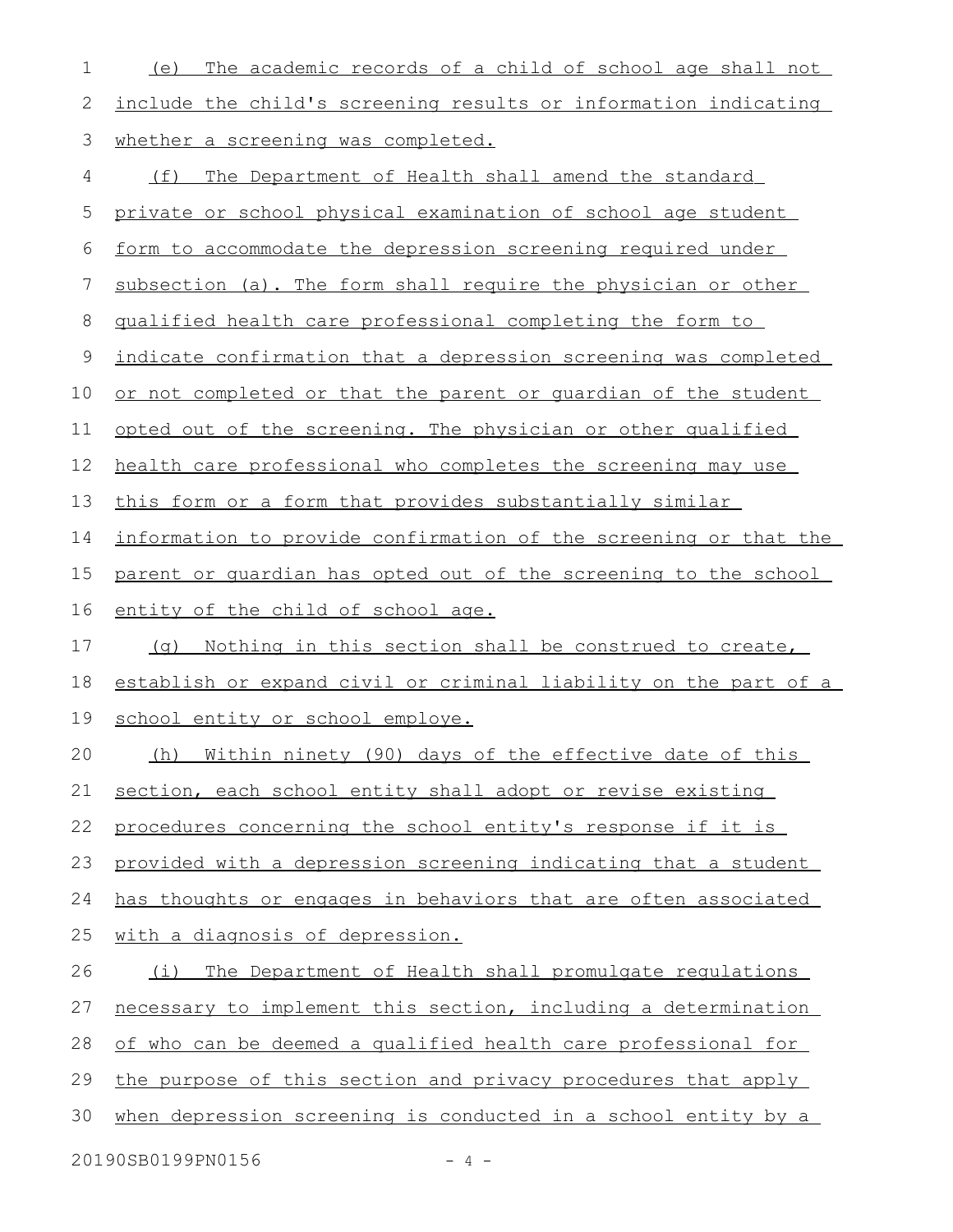(e) The academic records of a child of school age shall not include the child's screening results or information indicating whether a screening was completed.

(f) The Department of Health shall amend the standard private or school physical examination of school age student form to accommodate the depression screening required under subsection (a). The form shall require the physician or other qualified health care professional completing the form to indicate confirmation that a depression screening was completed or not completed or that the parent or guardian of the student opted out of the screening. The physician or other qualified health care professional who completes the screening may use this form or a form that provides substantially similar information to provide confirmation of the screening or that the parent or guardian has opted out of the screening to the school entity of the child of school age.

(g) Nothing in this section shall be construed to create, establish or expand civil or criminal liability on the part of a school entity or school employe.

(h) Within ninety (90) days of the effective date of this section, each school entity shall adopt or revise existing procedures concerning the school entity's response if it is provided with a depression screening indicating that a student has thoughts or engages in behaviors that are often associated with a diagnosis of depression.

(i) The Department of Health shall promulgate regulations necessary to implement this section, including a determination of who can be deemed a qualified health care professional for the purpose of this section and privacy procedures that apply when depression screening is conducted in a school entity by a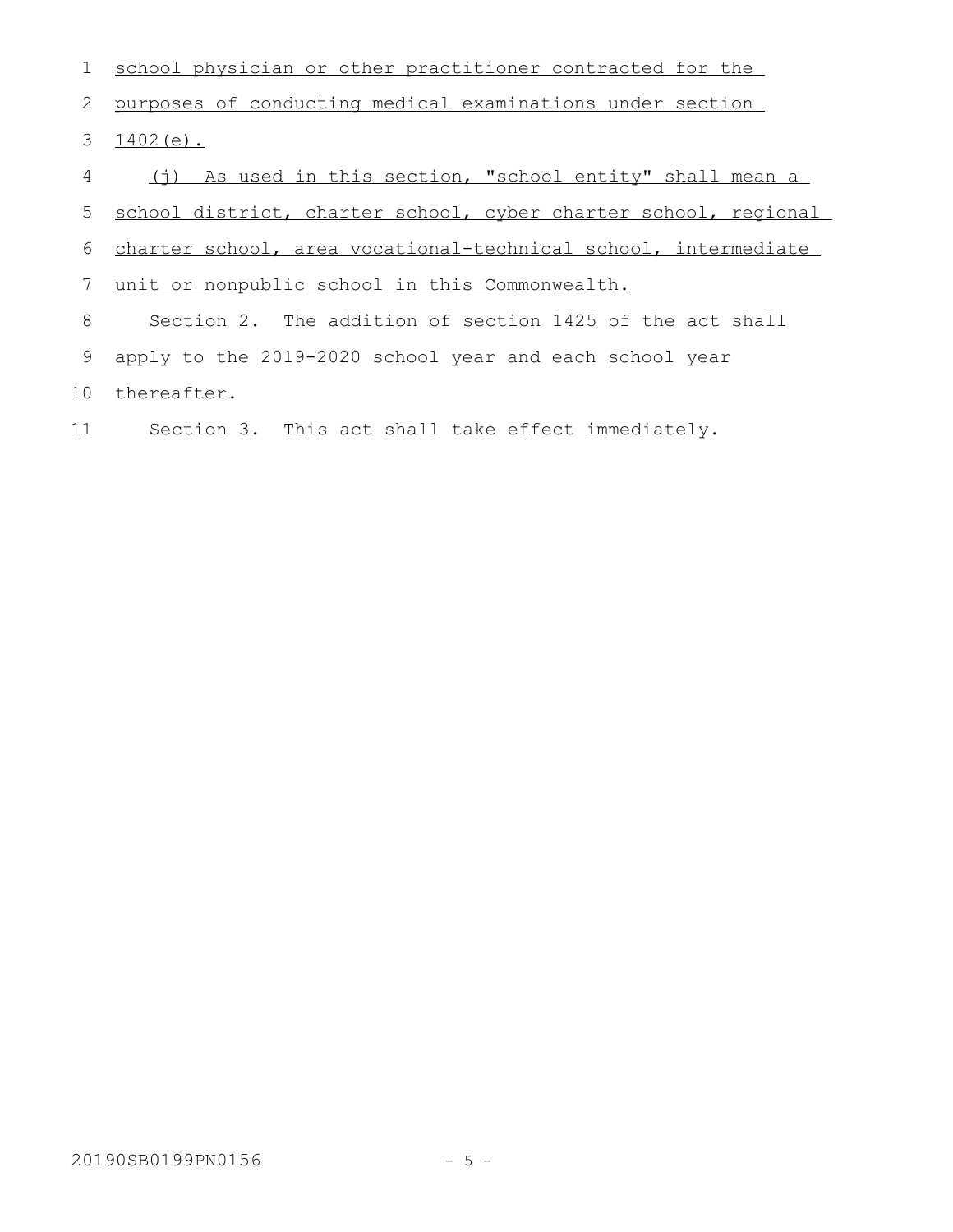school physician or other practitioner contracted for the purposes of conducting medical examinations under section 1402(e).

(j) As used in this section, "school entity" shall mean a school district, charter school, cyber charter school, regional charter school, area vocational-technical school, intermediate unit or nonpublic school in this Commonwealth.

Section 2. The addition of section 1425 of the act shall apply to the 2019-2020 school year and each school year thereafter.

Section 3. This act shall take effect immediately.